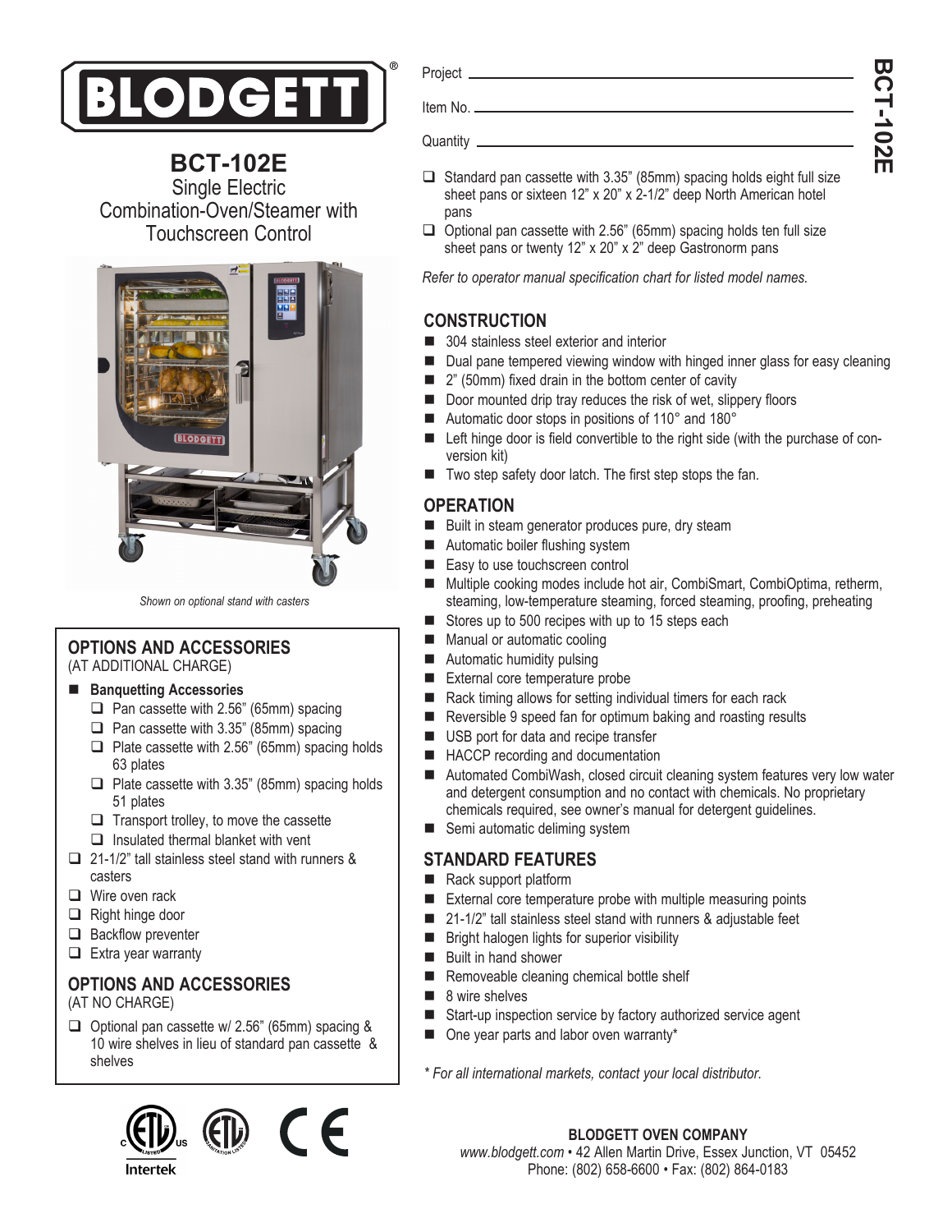# BLODGETT

## BCT-102E

Single Electric Combination-Oven/Steamer with Touchscreen Control

*Shown on optional stand with casters*

Project \_\_\_\_\_\_\_\_\_\_\_\_\_\_\_\_\_\_\_\_

Item No. \_\_\_\_\_\_\_\_\_\_\_\_\_\_\_\_\_\_\_\_

Quantity \_\_\_\_\_\_\_\_\_\_\_\_\_\_\_\_\_\_\_\_

- ❑ Standard pan cassette with 3.35" (85mm) spacing holds eight full size sheet pans or sixteen 12" x 20" x 2-1/2" deep North American hotel pans
- ❑ Optional pan cassette with 2.56" (65mm) spacing holds ten full size sheet pans or twenty 12" x 20" x 2" deep Gastronorm pans

*Refer to operator manual specification chart for listed model names.*

## CONSTRUCTION

- 304 stainless steel exterior and interior
- Dual pane tempered viewing window with hinged inner glass for easy cleaning
- 2" (50mm) fixed drain in the bottom center of cavity
- Door mounted drip tray reduces the risk of wet, slippery floors
- Automatic door stops in positions of 110° and 180°
- Left hinge door is field convertible to the right side (with the purchase of conversion kit)
- Two step safety door latch. The first step stops the fan.

## OPERATION

- Built in steam generator produces pure, dry steam
- Automatic boiler flushing system
- Easy to use touchscreen control
- Multiple cooking modes include hot air, CombiSmart, CombiOptima, retherm, steaming, low-temperature steaming, forced steaming, proofing, preheating
- Stores up to 500 recipes with up to 15 steps each
- Manual or automatic cooling
- Automatic humidity pulsing
- External core temperature probe
- Rack timing allows for setting individual timers for each rack
- Reversible 9 speed fan for optimum baking and roasting results
- USB port for data and recipe transfer
- HACCP recording and documentation
- Automated CombiWash, closed circuit cleaning system features very low water and detergent consumption and no contact with chemicals. No proprietary chemicals required, see owner's manual for detergent guidelines.
- Semi automatic deliming system

## STANDARD FEATURES

- Rack support platform
- External core temperature probe with multiple measuring points
- 21-1/2" tall stainless steel stand with runners & adjustable feet
- Bright halogen lights for superior visibility
- Built in hand shower
- Removeable cleaning chemical bottle shelf
- 8 wire shelves
- Start-up inspection service by factory authorized service agent
- One year parts and labor oven warranty*

*\* For all international markets, contact your local distributor.*

## OPTIONS AND ACCESSORIES

(AT ADDITIONAL CHARGE)

- **Banquetting Accessories**
  - ❑ Pan cassette with 2.56" (65mm) spacing
  - ❑ Pan cassette with 3.35" (85mm) spacing
  - ❑ Plate cassette with 2.56" (65mm) spacing holds 63 plates
  - ❑ Plate cassette with 3.35" (85mm) spacing holds 51 plates
  - ❑ Transport trolley, to move the cassette
  - ❑ Insulated thermal blanket with vent
- ❑ 21-1/2" tall stainless steel stand with runners & casters
- ❑ Wire oven rack
- ❑ Right hinge door
- ❑ Backflow preventer
- ❑ Extra year warranty

## OPTIONS AND ACCESSORIES

(AT NO CHARGE)

- ❑ Optional pan cassette w/ 2.56" (65mm) spacing & 10 wire shelves in lieu of standard pan cassette & shelves

Intertek

**BLODGETT OVEN COMPANY**
*www.blodgett.com* • 42 Allen Martin Drive, Essex Junction, VT 05452
Phone: (802) 658-6600 • Fax: (802) 864-0183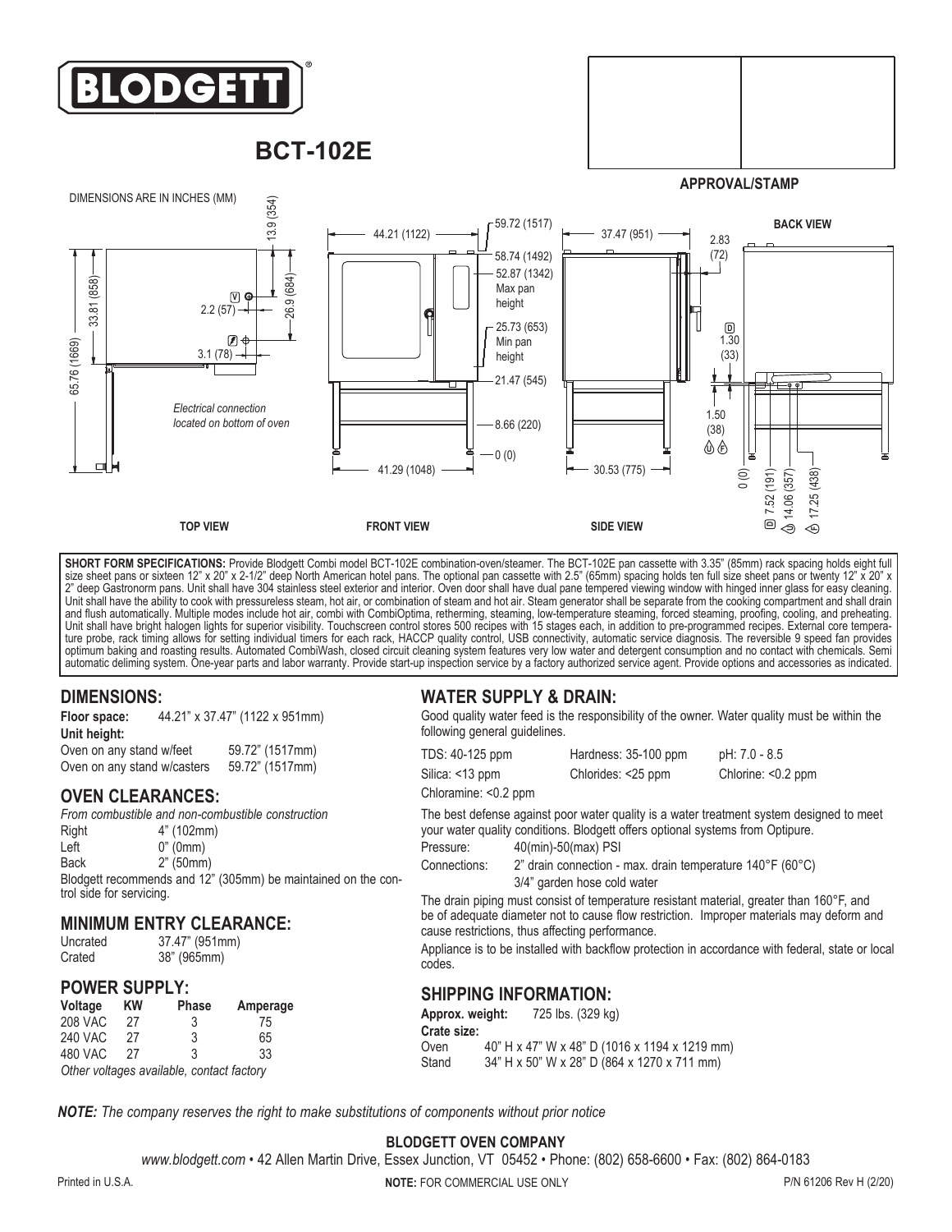# BLODGETT

## BCT-102E

APPROVAL/STAMP

DIMENSIONS ARE IN INCHES (MM)

13.9 (354)
33.81 (858)
26.9 (684)
65.76 (1669)
2.2 (57)
3.1 (78)
Electrical connection located on bottom of oven

44.21 (1122)
59.72 (1517)
58.74 (1492)
52.87 (1342)
Max pan height
25.73 (653)
Min pan height
21.47 (545)
8.66 (220)
0 (0)
41.29 (1048)

37.47 (951)
2.83 (72)
30.53 (775)
1.30 (33)
1.50 (38)

BACK VIEW
0 (0)
7.52 (191)
14.06 (357)
17.25 (438)

TOP VIEW
FRONT VIEW
SIDE VIEW

**SHORT FORM SPECIFICATIONS:** Provide Blodgett Combi model BCT-102E combination-oven/steamer. The BCT-102E pan cassette with 3.35" (85mm) rack spacing holds eight full size sheet pans or sixteen 12" x 20" x 2-1/2" deep North American hotel pans. The optional pan cassette with 2.5" (65mm) spacing holds ten full size sheet pans or twenty 12" x 20" x 2" deep Gastronorm pans. Unit shall have 304 stainless steel exterior and interior. Oven door shall have dual pane tempered viewing window with hinged inner glass for easy cleaning. Unit shall have the ability to cook with pressureless steam, hot air, or combination of steam and hot air. Steam generator shall be separate from the cooking compartment and shall drain and flush automatically. Multiple modes include hot air, combi with CombiOptima, retherming, steaming, low-temperature steaming, forced steaming, proofing, cooling, and preheating. Unit shall have bright halogen lights for superior visibility. Touchscreen control stores 500 recipes with 15 stages each, in addition to pre-programmed recipes. External core temperature probe, rack timing allows for setting individual timers for each rack, HACCP quality control, USB connectivity, automatic service diagnosis. The reversible 9 speed fan provides optimum baking and roasting results. Automated CombiWash, closed circuit cleaning system features very low water and detergent consumption and no contact with chemicals. Semi automatic deliming system. One-year parts and labor warranty. Provide start-up inspection service by a factory authorized service agent. Provide options and accessories as indicated.

## DIMENSIONS:

**Floor space:** 44.21" x 37.47" (1122 x 951mm)

**Unit height:**

| | |
|---|---|
| Oven on any stand w/feet | 59.72" (1517mm) |
| Oven on any stand w/casters | 59.72" (1517mm) |

## OVEN CLEARANCES:

*From combustible and non-combustible construction*

| | |
|---|---|
| Right | 4" (102mm) |
| Left | 0" (0mm) |
| Back | 2" (50mm) |

Blodgett recommends and 12" (305mm) be maintained on the control side for servicing.

## MINIMUM ENTRY CLEARANCE:

| | |
|---|---|
| Uncrated | 37.47" (951mm) |
| Crated | 38" (965mm) |

## POWER SUPPLY:

| Voltage | KW | Phase | Amperage |
|---|---|---|---|
| 208 VAC | 27 | 3 | 75 |
| 240 VAC | 27 | 3 | 65 |
| 480 VAC | 27 | 3 | 33 |

*Other voltages available, contact factory*

## WATER SUPPLY & DRAIN:

Good quality water feed is the responsibility of the owner. Water quality must be within the following general guidelines.

| | | |
|---|---|---|
| TDS: 40-125 ppm | Hardness: 35-100 ppm | pH: 7.0 - 8.5 |
| Silica: <13 ppm | Chlorides: <25 ppm | Chlorine: <0.2 ppm |
| Chloramine: <0.2 ppm | | |

The best defense against poor water quality is a water treatment system designed to meet your water quality conditions. Blodgett offers optional systems from Optipure.

| | |
|---|---|
| Pressure: | 40(min)-50(max) PSI |
| Connections: | 2" drain connection - max. drain temperature 140°F (60°C) |
| | 3/4" garden hose cold water |

The drain piping must consist of temperature resistant material, greater than 160°F, and be of adequate diameter not to cause flow restriction. Improper materials may deform and cause restrictions, thus affecting performance.

Appliance is to be installed with backflow protection in accordance with federal, state or local codes.

## SHIPPING INFORMATION:

**Approx. weight:** 725 lbs. (329 kg)

**Crate size:**

| | |
|---|---|
| Oven | 40" H x 47" W x 48" D (1016 x 1194 x 1219 mm) |
| Stand | 34" H x 50" W x 28" D (864 x 1270 x 711 mm) |

***NOTE:*** *The company reserves the right to make substitutions of components without prior notice*

**BLODGETT OVEN COMPANY**

*www.blodgett.com* • 42 Allen Martin Drive, Essex Junction, VT 05452 • Phone: (802) 658-6600 • Fax: (802) 864-0183

Printed in U.S.A. **NOTE:** FOR COMMERCIAL USE ONLY P/N 61206 Rev H (2/20)